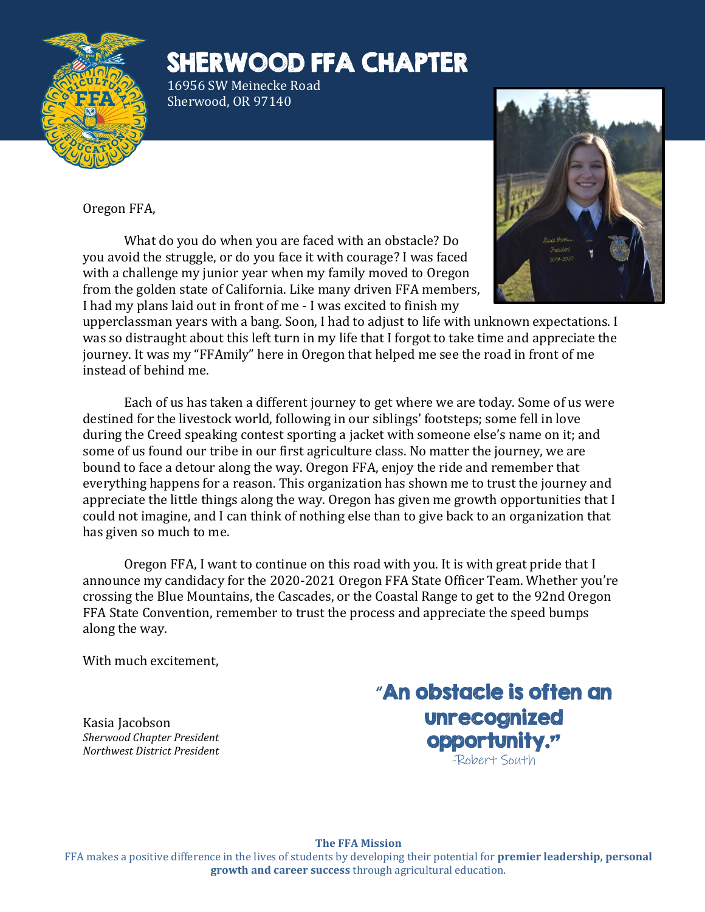# SHERWOOD FFA CHAPTER

16956 SW Meinecke Road
Sherwood, OR 97140

Oregon FFA,

What do you do when you are faced with an obstacle? Do you avoid the struggle, or do you face it with courage? I was faced with a challenge my junior year when my family moved to Oregon from the golden state of California. Like many driven FFA members, I had my plans laid out in front of me - I was excited to finish my upperclassman years with a bang. Soon, I had to adjust to life with unknown expectations. I was so distraught about this left turn in my life that I forgot to take time and appreciate the journey. It was my "FFAmily" here in Oregon that helped me see the road in front of me instead of behind me.

Each of us has taken a different journey to get where we are today. Some of us were destined for the livestock world, following in our siblings' footsteps; some fell in love during the Creed speaking contest sporting a jacket with someone else's name on it; and some of us found our tribe in our first agriculture class. No matter the journey, we are bound to face a detour along the way. Oregon FFA, enjoy the ride and remember that everything happens for a reason. This organization has shown me to trust the journey and appreciate the little things along the way. Oregon has given me growth opportunities that I could not imagine, and I can think of nothing else than to give back to an organization that has given so much to me.

Oregon FFA, I want to continue on this road with you. It is with great pride that I announce my candidacy for the 2020-2021 Oregon FFA State Officer Team. Whether you're crossing the Blue Mountains, the Cascades, or the Coastal Range to get to the 92nd Oregon FFA State Convention, remember to trust the process and appreciate the speed bumps along the way.

With much excitement,

Kasia Jacobson
*Sherwood Chapter President*
*Northwest District President*

**"An obstacle is often an unrecognized opportunity."**
-Robert South

**The FFA Mission**
FFA makes a positive difference in the lives of students by developing their potential for **premier leadership, personal growth and career success** through agricultural education.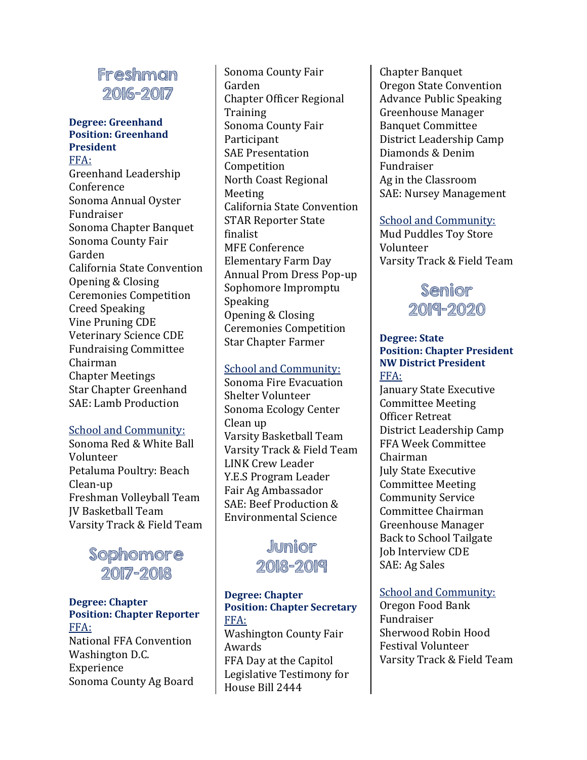## Freshman 2016-2017

**Degree: Greenhand**
**Position: Greenhand President**

FFA:

Greenhand Leadership Conference
Sonoma Annual Oyster Fundraiser
Sonoma Chapter Banquet
Sonoma County Fair Garden
California State Convention
Opening & Closing Ceremonies Competition
Creed Speaking
Vine Pruning CDE
Veterinary Science CDE
Fundraising Committee Chairman
Chapter Meetings
Star Chapter Greenhand
SAE: Lamb Production

School and Community:

Sonoma Red & White Ball Volunteer
Petaluma Poultry: Beach Clean-up
Freshman Volleyball Team
JV Basketball Team
Varsity Track & Field Team

## Sophomore 2017-2018

**Degree: Chapter**
**Position: Chapter Reporter**

FFA:

National FFA Convention
Washington D.C. Experience
Sonoma County Ag Board
Sonoma County Fair Garden
Chapter Officer Regional Training
Sonoma County Fair Participant
SAE Presentation Competition
North Coast Regional Meeting
California State Convention
STAR Reporter State finalist
MFE Conference
Elementary Farm Day
Annual Prom Dress Pop-up
Sophomore Impromptu Speaking
Opening & Closing Ceremonies Competition
Star Chapter Farmer

School and Community:

Sonoma Fire Evacuation Shelter Volunteer
Sonoma Ecology Center Clean up
Varsity Basketball Team
Varsity Track & Field Team
LINK Crew Leader
Y.E.S Program Leader
Fair Ag Ambassador
SAE: Beef Production & Environmental Science

## Junior 2018-2019

**Degree: Chapter**
**Position: Chapter Secretary**

FFA:

Washington County Fair Awards
FFA Day at the Capitol
Legislative Testimony for House Bill 2444
Chapter Banquet
Oregon State Convention
Advance Public Speaking
Greenhouse Manager
Banquet Committee
District Leadership Camp
Diamonds & Denim Fundraiser
Ag in the Classroom
SAE: Nursey Management

School and Community:

Mud Puddles Toy Store Volunteer
Varsity Track & Field Team

## Senior 2019-2020

**Degree: State**
**Position: Chapter President**
**NW District President**

FFA:

January State Executive Committee Meeting
Officer Retreat
District Leadership Camp
FFA Week Committee Chairman
July State Executive Committee Meeting
Community Service Committee Chairman
Greenhouse Manager
Back to School Tailgate
Job Interview CDE
SAE: Ag Sales

School and Community:

Oregon Food Bank Fundraiser
Sherwood Robin Hood Festival Volunteer
Varsity Track & Field Team